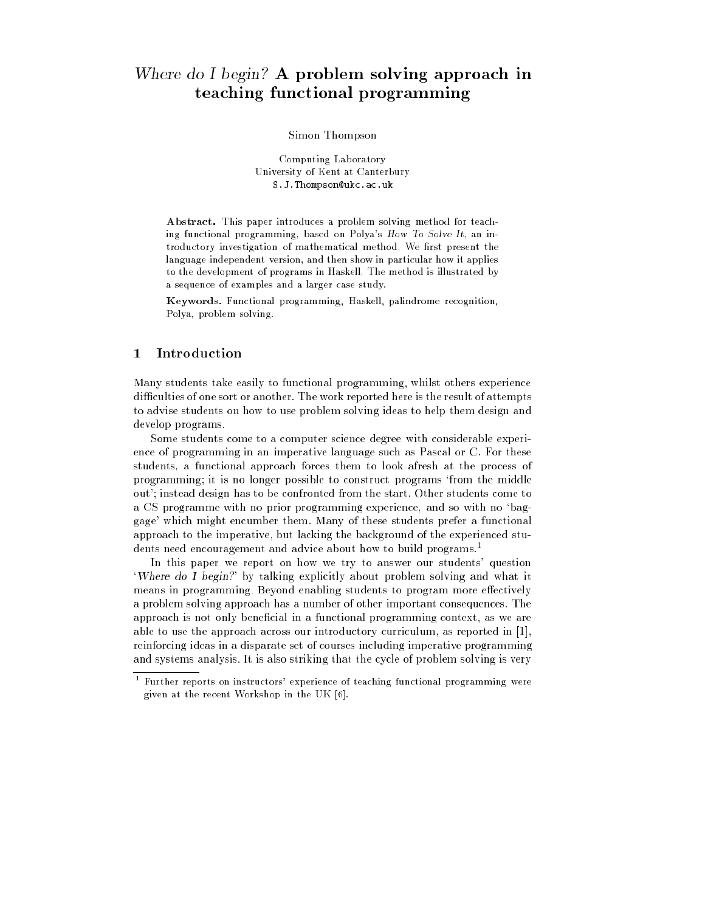# *Where do I begin?* A problem solving approach in teaching functional programming

Simon Thompson

Computing Laboratory
University of Kent at Canterbury
S.J.Thompson@ukc.ac.uk

**Abstract.** This paper introduces a problem solving method for teaching functional programming, based on Polya's *How To Solve It*, an introductory investigation of mathematical method. We first present the language independent version, and then show in particular how it applies to the development of programs in Haskell. The method is illustrated by a sequence of examples and a larger case study.

**Keywords.** Functional programming, Haskell, palindrome recognition, Polya, problem solving.

## 1 Introduction

Many students take easily to functional programming, whilst others experience difficulties of one sort or another. The work reported here is the result of attempts to advise students on how to use problem solving ideas to help them design and develop programs.

Some students come to a computer science degree with considerable experience of programming in an imperative language such as Pascal or C. For these students, a functional approach forces them to look afresh at the process of programming; it is no longer possible to construct programs 'from the middle out'; instead design has to be confronted from the start. Other students come to a CS programme with no prior programming experience, and so with no 'baggage' which might encumber them. Many of these students prefer a functional approach to the imperative, but lacking the background of the experienced students need encouragement and advice about how to build programs.[1]

In this paper we report on how we try to answer our students' question '*Where do I begin?*' by talking explicitly about problem solving and what it means in programming. Beyond enabling students to program more effectively a problem solving approach has a number of other important consequences. The approach is not only beneficial in a functional programming context, as we are able to use the approach across our introductory curriculum, as reported in [1], reinforcing ideas in a disparate set of courses including imperative programming and systems analysis. It is also striking that the cycle of problem solving is very

[1] Further reports on instructors' experience of teaching functional programming were given at the recent Workshop in the UK [6].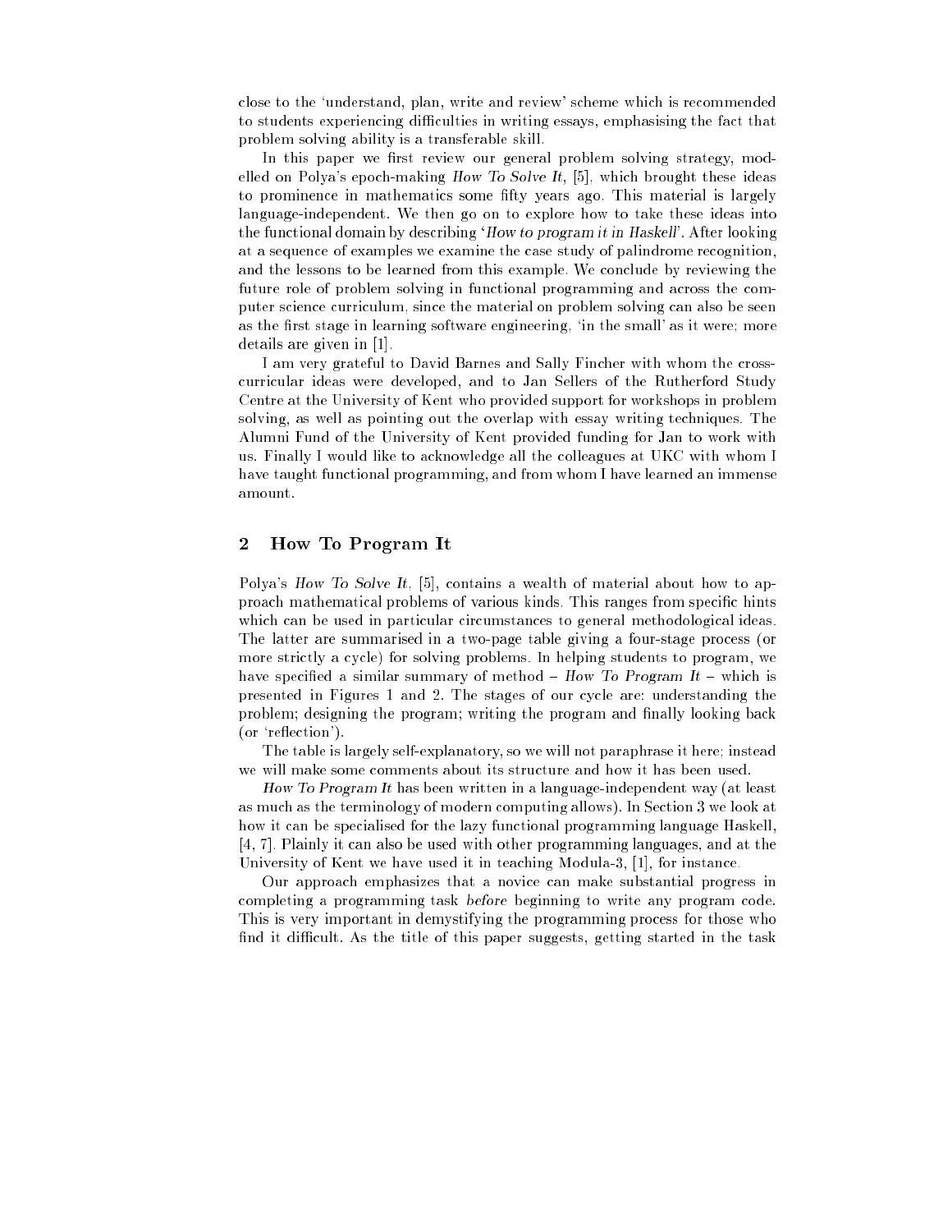close to the 'understand, plan, write and review' scheme which is recommended to students experiencing difficulties in writing essays, emphasising the fact that problem solving ability is a transferable skill.

In this paper we first review our general problem solving strategy, modelled on Polya's epoch-making *How To Solve It*, [5], which brought these ideas to prominence in mathematics some fifty years ago. This material is largely language-independent. We then go on to explore how to take these ideas into the functional domain by describing '*How to program it in Haskell*'. After looking at a sequence of examples we examine the case study of palindrome recognition, and the lessons to be learned from this example. We conclude by reviewing the future role of problem solving in functional programming and across the computer science curriculum, since the material on problem solving can also be seen as the first stage in learning software engineering, 'in the small' as it were; more details are given in [1].

I am very grateful to David Barnes and Sally Fincher with whom the cross-curricular ideas were developed, and to Jan Sellers of the Rutherford Study Centre at the University of Kent who provided support for workshops in problem solving, as well as pointing out the overlap with essay writing techniques. The Alumni Fund of the University of Kent provided funding for Jan to work with us. Finally I would like to acknowledge all the colleagues at UKC with whom I have taught functional programming, and from whom I have learned an immense amount.

## 2 How To Program It

Polya's *How To Solve It*, [5], contains a wealth of material about how to approach mathematical problems of various kinds. This ranges from specific hints which can be used in particular circumstances to general methodological ideas. The latter are summarised in a two-page table giving a four-stage process (or more strictly a cycle) for solving problems. In helping students to program, we have specified a similar summary of method – *How To Program It* – which is presented in Figures 1 and 2. The stages of our cycle are: understanding the problem; designing the program; writing the program and finally looking back (or 'reflection').

The table is largely self-explanatory, so we will not paraphrase it here; instead we will make some comments about its structure and how it has been used.

*How To Program It* has been written in a language-independent way (at least as much as the terminology of modern computing allows). In Section 3 we look at how it can be specialised for the lazy functional programming language Haskell, [4, 7]. Plainly it can also be used with other programming languages, and at the University of Kent we have used it in teaching Modula-3, [1], for instance.

Our approach emphasizes that a novice can make substantial progress in completing a programming task *before* beginning to write any program code. This is very important in demystifying the programming process for those who find it difficult. As the title of this paper suggests, getting started in the task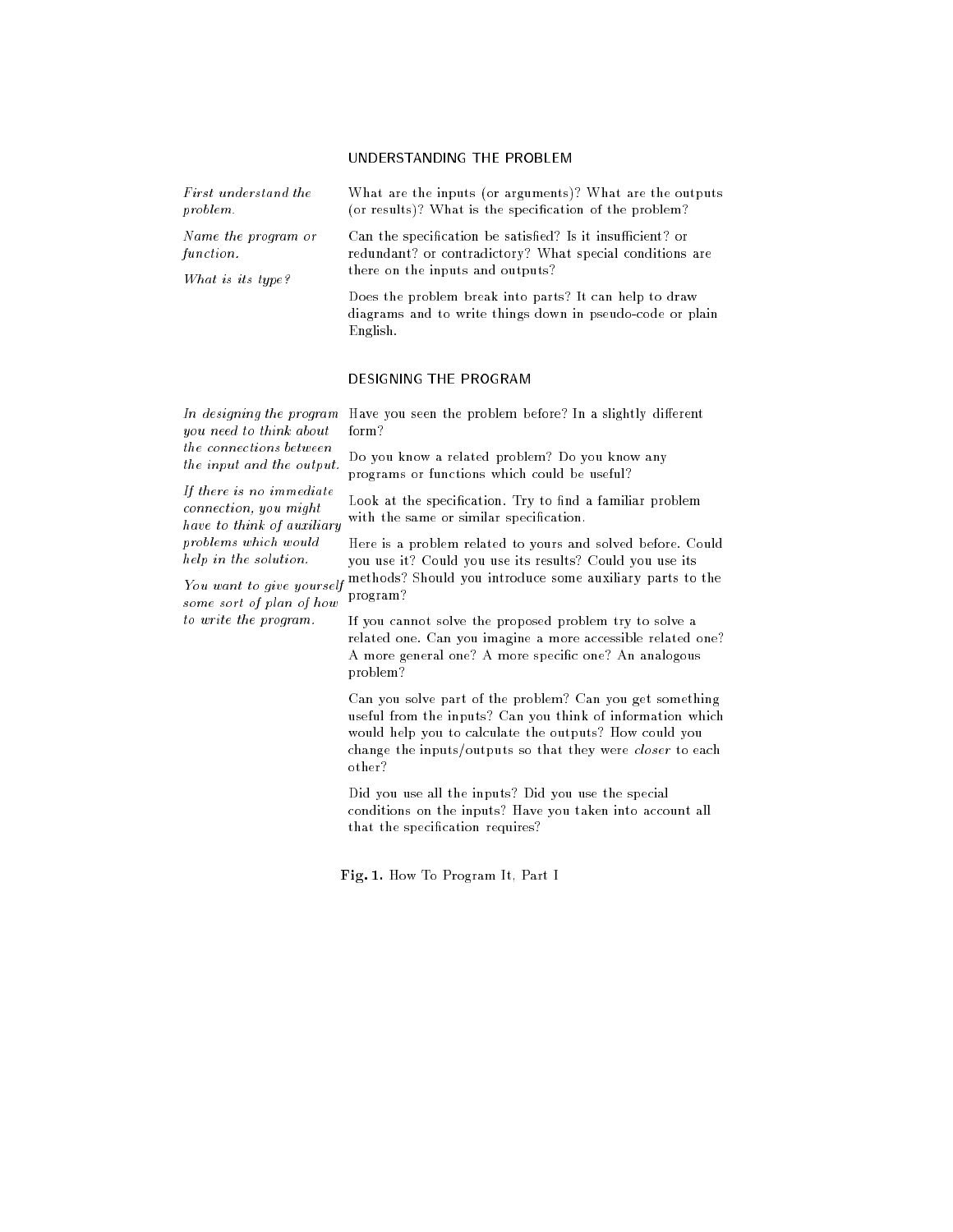## UNDERSTANDING THE PROBLEM

*First understand the problem.*

*Name the program or function.*

*What is its type?*

What are the inputs (or arguments)? What are the outputs (or results)? What is the specification of the problem?

Can the specification be satisfied? Is it insufficient? or redundant? or contradictory? What special conditions are there on the inputs and outputs?

Does the problem break into parts? It can help to draw diagrams and to write things down in pseudo-code or plain English.

## DESIGNING THE PROGRAM

*In designing the program you need to think about the connections between the input and the output.*

*If there is no immediate connection, you might have to think of auxiliary problems which would help in the solution.*

*You want to give yourself some sort of plan of how to write the program.*

Have you seen the problem before? In a slightly different form?

Do you know a related problem? Do you know any programs or functions which could be useful?

Look at the specification. Try to find a familiar problem with the same or similar specification.

Here is a problem related to yours and solved before. Could you use it? Could you use its results? Could you use its methods? Should you introduce some auxiliary parts to the program?

If you cannot solve the proposed problem try to solve a related one. Can you imagine a more accessible related one? A more general one? A more specific one? An analogous problem?

Can you solve part of the problem? Can you get something useful from the inputs? Can you think of information which would help you to calculate the outputs? How could you change the inputs/outputs so that they were *closer* to each other?

Did you use all the inputs? Did you use the special conditions on the inputs? Have you taken into account all that the specification requires?

**Fig. 1.** How To Program It, Part I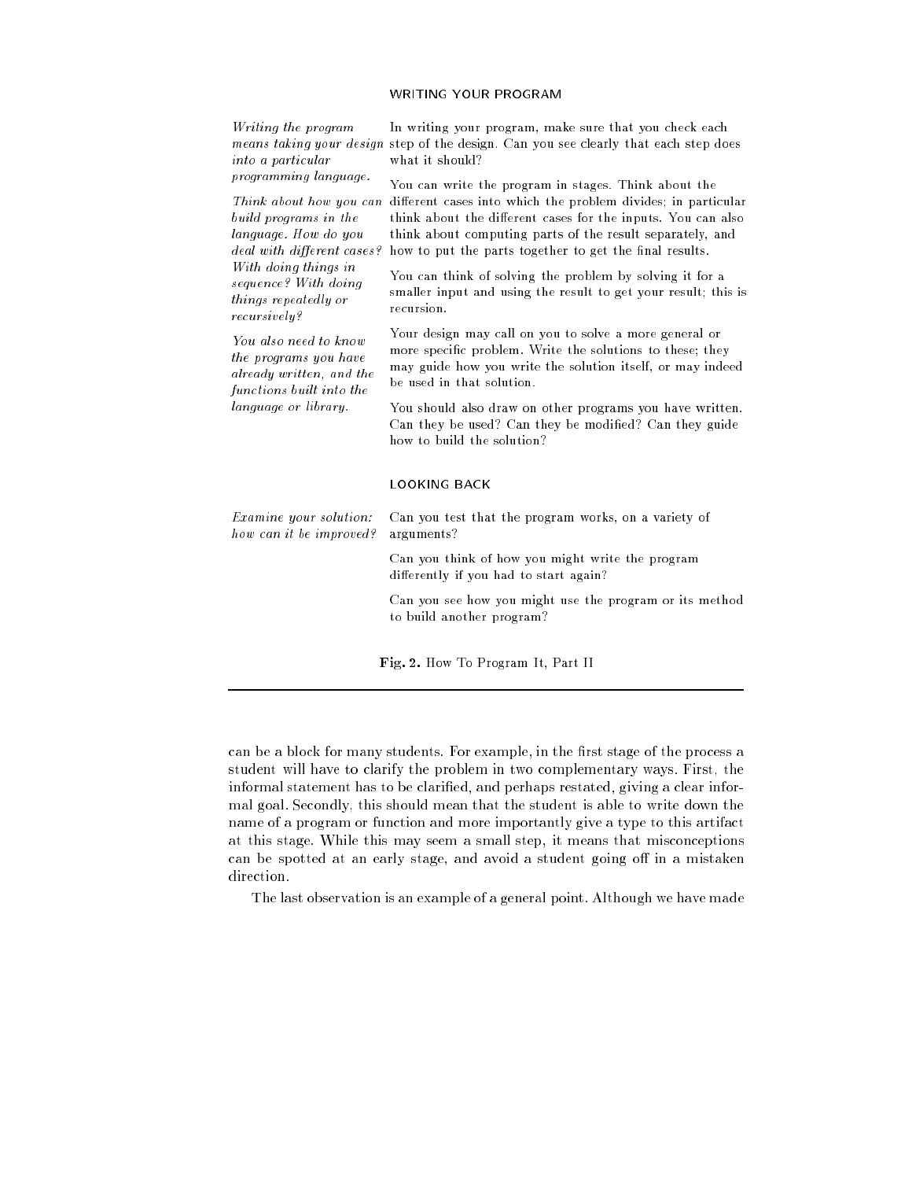#### WRITING YOUR PROGRAM

*Writing the program means taking your design into a particular programming language.*

In writing your program, make sure that you check each step of the design. Can you see clearly that each step does what it should?

*Think about how you can build programs in the language. How do you deal with different cases? With doing things in sequence? With doing things repeatedly or recursively?*

You can write the program in stages. Think about the different cases into which the problem divides; in particular think about the different cases for the inputs. You can also think about computing parts of the result separately, and how to put the parts together to get the final results.

You can think of solving the problem by solving it for a smaller input and using the result to get your result; this is recursion.

*You also need to know the programs you have already written, and the functions built into the language or library.*

Your design may call on you to solve a more general or more specific problem. Write the solutions to these; they may guide how you write the solution itself, or may indeed be used in that solution.

You should also draw on other programs you have written. Can they be used? Can they be modified? Can they guide how to build the solution?

#### LOOKING BACK

*Examine your solution: how can it be improved?*

Can you test that the program works, on a variety of arguments?

Can you think of how you might write the program differently if you had to start again?

Can you see how you might use the program or its method to build another program?

**Fig. 2.** How To Program It, Part II

can be a block for many students. For example, in the first stage of the process a student will have to clarify the problem in two complementary ways. First, the informal statement has to be clarified, and perhaps restated, giving a clear informal goal. Secondly, this should mean that the student is able to write down the name of a program or function and more importantly give a type to this artifact at this stage. While this may seem a small step, it means that misconceptions can be spotted at an early stage, and avoid a student going off in a mistaken direction.

The last observation is an example of a general point. Although we have made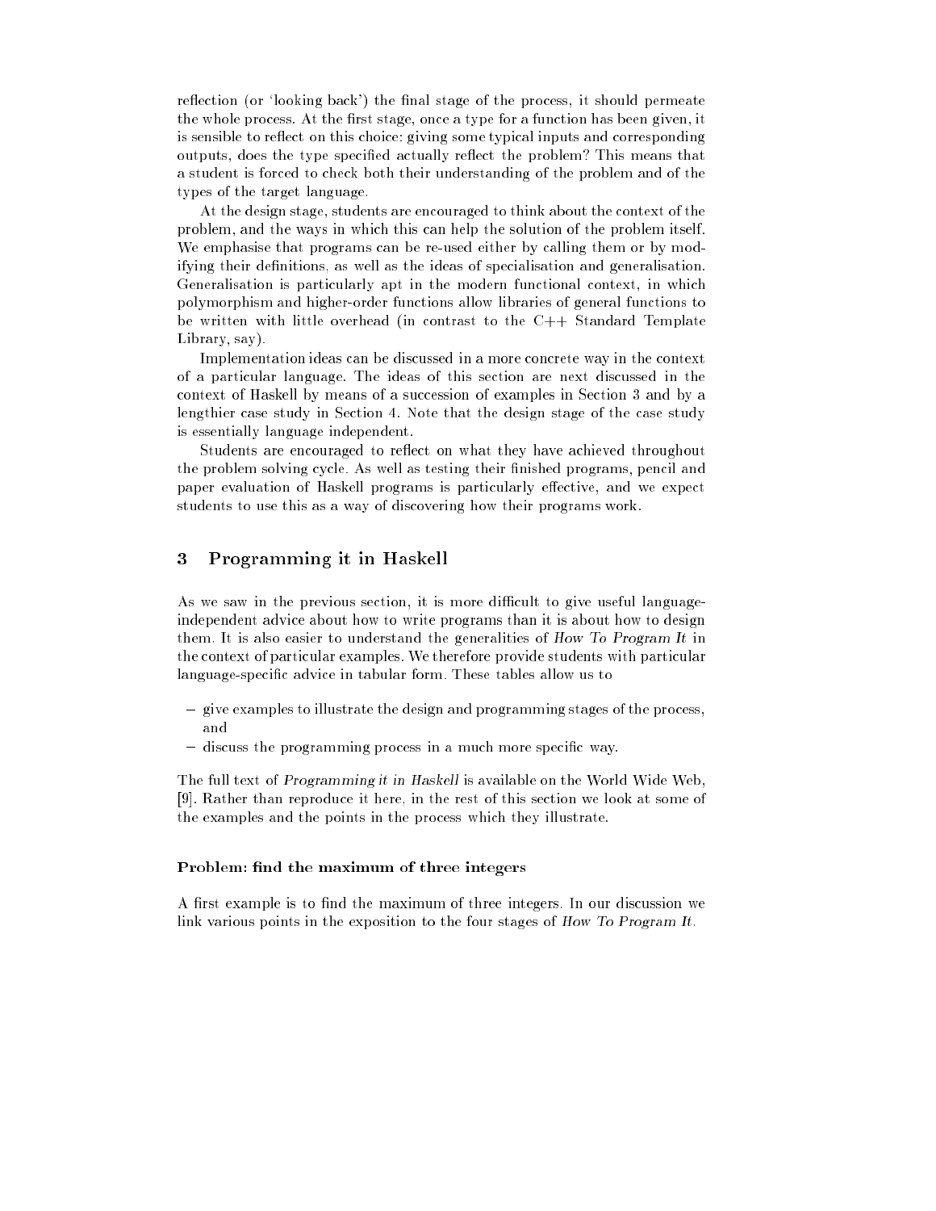reflection (or 'looking back') the final stage of the process, it should permeate the whole process. At the first stage, once a type for a function has been given, it is sensible to reflect on this choice: giving some typical inputs and corresponding outputs, does the type specified actually reflect the problem? This means that a student is forced to check both their understanding of the problem and of the types of the target language.

At the design stage, students are encouraged to think about the context of the problem, and the ways in which this can help the solution of the problem itself. We emphasise that programs can be re-used either by calling them or by modifying their definitions, as well as the ideas of specialisation and generalisation. Generalisation is particularly apt in the modern functional context, in which polymorphism and higher-order functions allow libraries of general functions to be written with little overhead (in contrast to the C++ Standard Template Library, say).

Implementation ideas can be discussed in a more concrete way in the context of a particular language. The ideas of this section are next discussed in the context of Haskell by means of a succession of examples in Section 3 and by a lengthier case study in Section 4. Note that the design stage of the case study is essentially language independent.

Students are encouraged to reflect on what they have achieved throughout the problem solving cycle. As well as testing their finished programs, pencil and paper evaluation of Haskell programs is particularly effective, and we expect students to use this as a way of discovering how their programs work.

## 3 Programming it in Haskell

As we saw in the previous section, it is more difficult to give useful language-independent advice about how to write programs than it is about how to design them. It is also easier to understand the generalities of *How To Program It* in the context of particular examples. We therefore provide students with particular language-specific advice in tabular form. These tables allow us to

- give examples to illustrate the design and programming stages of the process, and
- discuss the programming process in a much more specific way.

The full text of *Programming it in Haskell* is available on the World Wide Web, [9]. Rather than reproduce it here, in the rest of this section we look at some of the examples and the points in the process which they illustrate.

#### Problem: find the maximum of three integers

A first example is to find the maximum of three integers. In our discussion we link various points in the exposition to the four stages of *How To Program It*.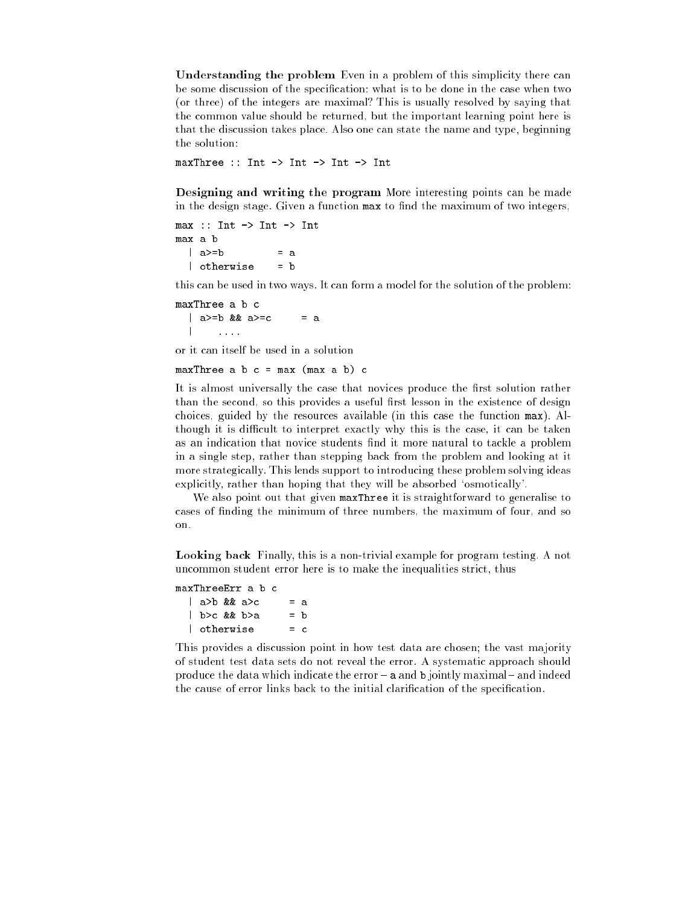**Understanding the problem** Even in a problem of this simplicity there can be some discussion of the specification: what is to be done in the case when two (or three) of the integers are maximal? This is usually resolved by saying that the common value should be returned, but the important learning point here is that the discussion takes place. Also one can state the name and type, beginning the solution:

```
maxThree :: Int -> Int -> Int -> Int
```

**Designing and writing the program** More interesting points can be made in the design stage. Given a function `max` to find the maximum of two integers,

```
max :: Int -> Int -> Int
max a b
  | a>=b          = a
  | otherwise     = b
```

this can be used in two ways. It can form a model for the solution of the problem:

```
maxThree a b c
  | a>=b && a>=c      = a
  |      ....
```

or it can itself be used in a solution

```
maxThree a b c = max (max a b) c
```

It is almost universally the case that novices produce the first solution rather than the second, so this provides a useful first lesson in the existence of design choices, guided by the resources available (in this case the function `max`). Although it is difficult to interpret exactly why this is the case, it can be taken as an indication that novice students find it more natural to tackle a problem in a single step, rather than stepping back from the problem and looking at it more strategically. This lends support to introducing these problem solving ideas explicitly, rather than hoping that they will be absorbed 'osmotically'.

We also point out that given `maxThree` it is straightforward to generalise to cases of finding the minimum of three numbers, the maximum of four, and so on.

**Looking back** Finally, this is a non-trivial example for program testing. A not uncommon student error here is to make the inequalities strict, thus

```
maxThreeErr a b c
  | a>b && a>c      = a
  | b>c && b>a      = b
  | otherwise       = c
```

This provides a discussion point in how test data are chosen; the vast majority of student test data sets do not reveal the error. A systematic approach should produce the data which indicate the error – `a` and `b` jointly maximal – and indeed the cause of error links back to the initial clarification of the specification.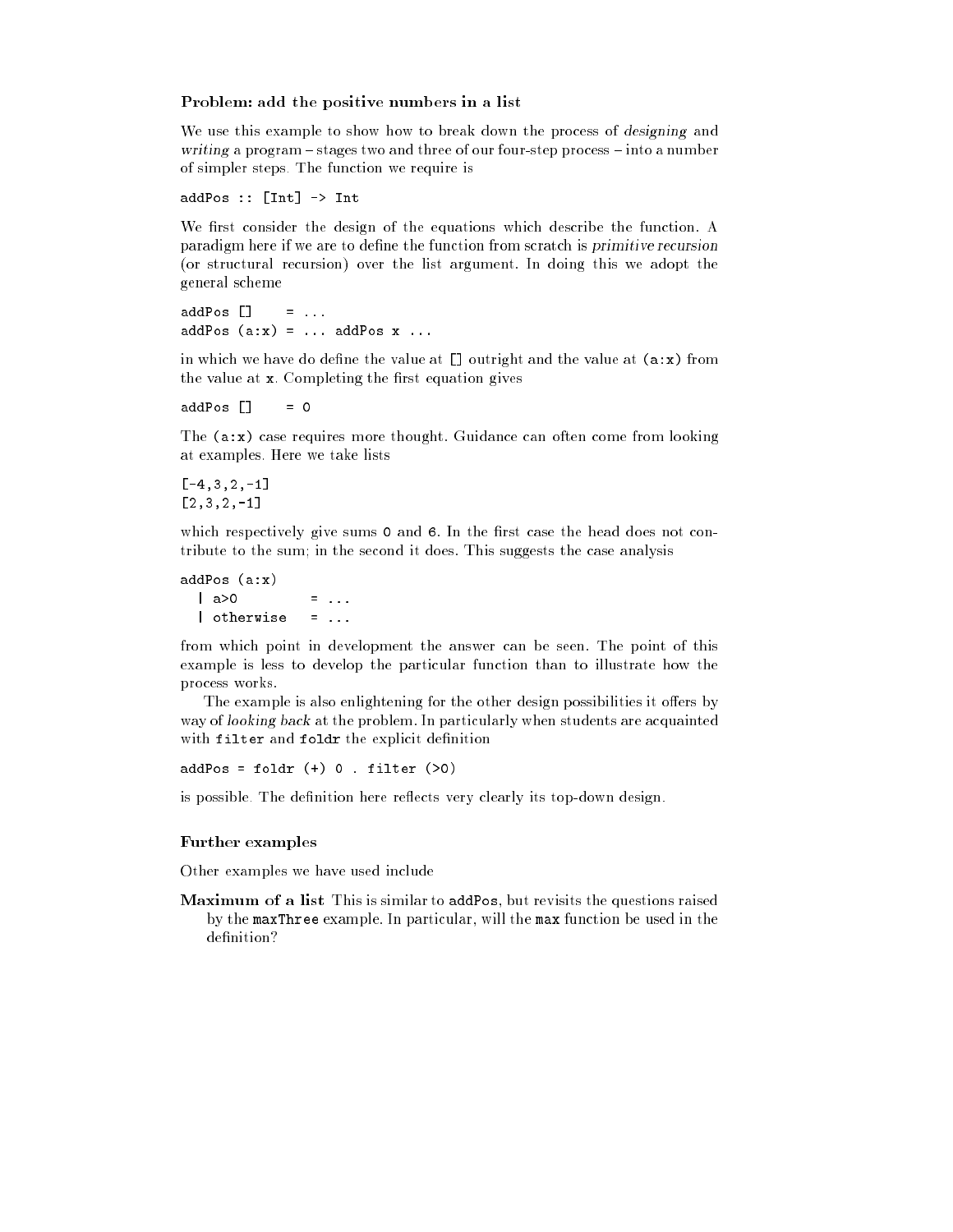**Problem: add the positive numbers in a list**

We use this example to show how to break down the process of *designing* and *writing* a program – stages two and three of our four-step process – into a number of simpler steps. The function we require is

```
addPos :: [Int] -> Int
```

We first consider the design of the equations which describe the function. A paradigm here if we are to define the function from scratch is *primitive recursion* (or structural recursion) over the list argument. In doing this we adopt the general scheme

```
addPos []    = ...
addPos (a:x) = ... addPos x ...
```

in which we have do define the value at `[]` outright and the value at `(a:x)` from the value at `x`. Completing the first equation gives

```
addPos []    = 0
```

The `(a:x)` case requires more thought. Guidance can often come from looking at examples. Here we take lists

```
[-4,3,2,-1]
[2,3,2,-1]
```

which respectively give sums `0` and `6`. In the first case the head does not contribute to the sum; in the second it does. This suggests the case analysis

```
addPos (a:x)
  | a>0          = ...
  | otherwise    = ...
```

from which point in development the answer can be seen. The point of this example is less to develop the particular function than to illustrate how the process works.

The example is also enlightening for the other design possibilities it offers by way of *looking back* at the problem. In particularly when students are acquainted with `filter` and `foldr` the explicit definition

```
addPos = foldr (+) 0 . filter (>0)
```

is possible. The definition here reflects very clearly its top-down design.

**Further examples**

Other examples we have used include

**Maximum of a list** This is similar to `addPos`, but revisits the questions raised by the `maxThree` example. In particular, will the `max` function be used in the definition?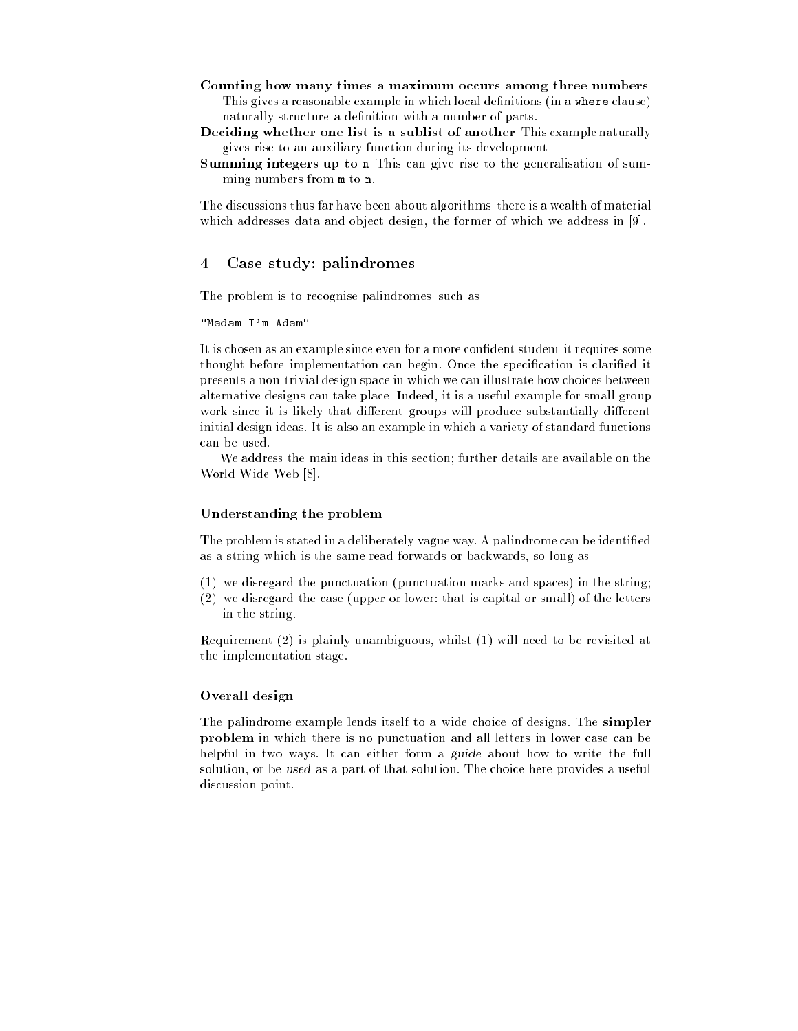**Counting how many times a maximum occurs among three numbers** This gives a reasonable example in which local definitions (in a `where` clause) naturally structure a definition with a number of parts.

**Deciding whether one list is a sublist of another** This example naturally gives rise to an auxiliary function during its development.

**Summing integers up to `n`** This can give rise to the generalisation of summing numbers from `m` to `n`.

The discussions thus far have been about algorithms; there is a wealth of material which addresses data and object design, the former of which we address in [9].

## 4 Case study: palindromes

The problem is to recognise palindromes, such as

```
"Madam I'm Adam"
```

It is chosen as an example since even for a more confident student it requires some thought before implementation can begin. Once the specification is clarified it presents a non-trivial design space in which we can illustrate how choices between alternative designs can take place. Indeed, it is a useful example for small-group work since it is likely that different groups will produce substantially different initial design ideas. It is also an example in which a variety of standard functions can be used.

We address the main ideas in this section; further details are available on the World Wide Web [8].

### Understanding the problem

The problem is stated in a deliberately vague way. A palindrome can be identified as a string which is the same read forwards or backwards, so long as

(1) we disregard the punctuation (punctuation marks and spaces) in the string;
(2) we disregard the case (upper or lower: that is capital or small) of the letters in the string.

Requirement (2) is plainly unambiguous, whilst (1) will need to be revisited at the implementation stage.

### Overall design

The palindrome example lends itself to a wide choice of designs. The **simpler problem** in which there is no punctuation and all letters in lower case can be helpful in two ways. It can either form a *guide* about how to write the full solution, or be *used* as a part of that solution. The choice here provides a useful discussion point.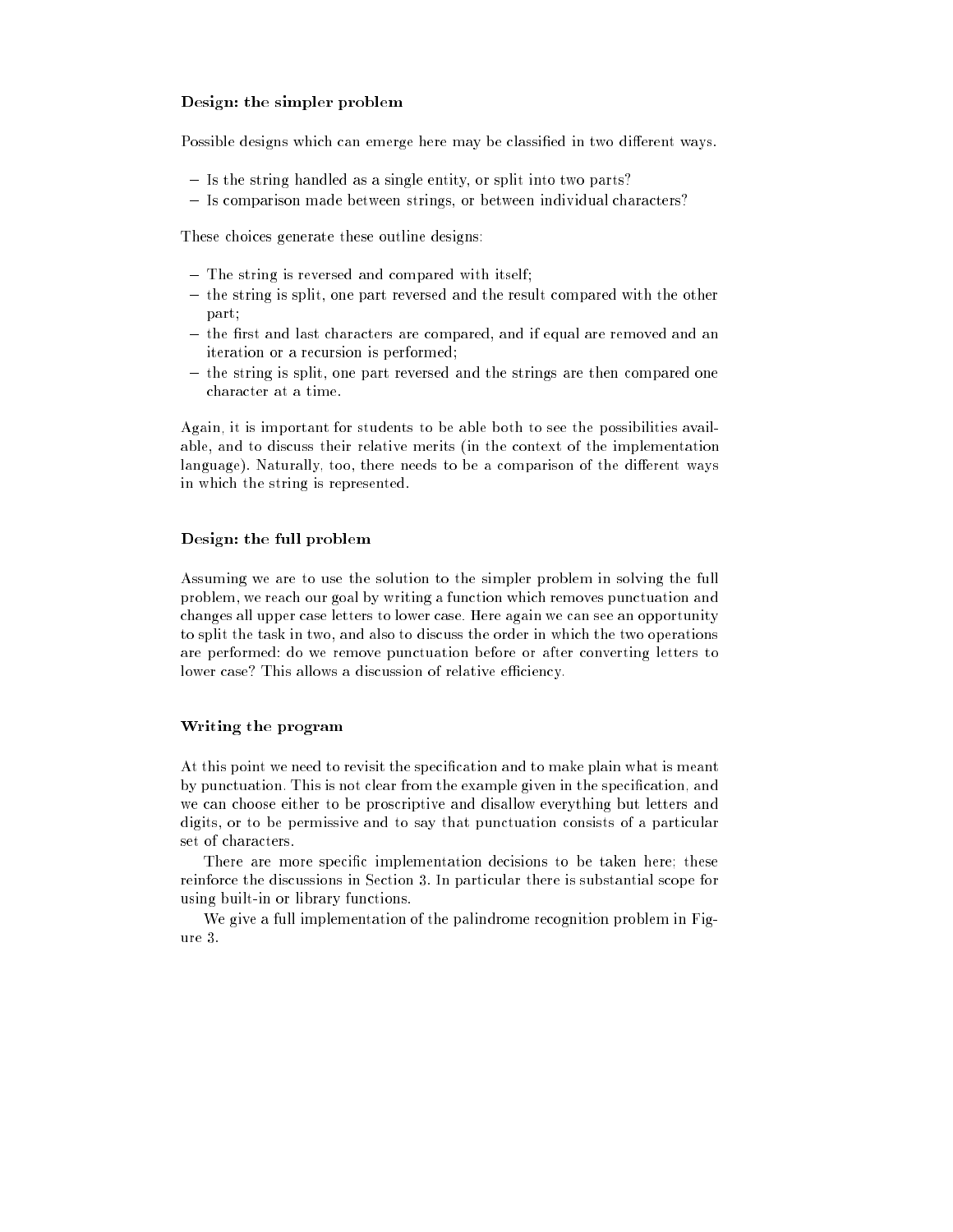### Design: the simpler problem

Possible designs which can emerge here may be classified in two different ways.

- Is the string handled as a single entity, or split into two parts?
- Is comparison made between strings, or between individual characters?

These choices generate these outline designs:

- The string is reversed and compared with itself;
- the string is split, one part reversed and the result compared with the other part;
- the first and last characters are compared, and if equal are removed and an iteration or a recursion is performed;
- the string is split, one part reversed and the strings are then compared one character at a time.

Again, it is important for students to be able both to see the possibilities available, and to discuss their relative merits (in the context of the implementation language). Naturally, too, there needs to be a comparison of the different ways in which the string is represented.

### Design: the full problem

Assuming we are to use the solution to the simpler problem in solving the full problem, we reach our goal by writing a function which removes punctuation and changes all upper case letters to lower case. Here again we can see an opportunity to split the task in two, and also to discuss the order in which the two operations are performed: do we remove punctuation before or after converting letters to lower case? This allows a discussion of relative efficiency.

### Writing the program

At this point we need to revisit the specification and to make plain what is meant by punctuation. This is not clear from the example given in the specification, and we can choose either to be proscriptive and disallow everything but letters and digits, or to be permissive and to say that punctuation consists of a particular set of characters.

There are more specific implementation decisions to be taken here; these reinforce the discussions in Section 3. In particular there is substantial scope for using built-in or library functions.

We give a full implementation of the palindrome recognition problem in Figure 3.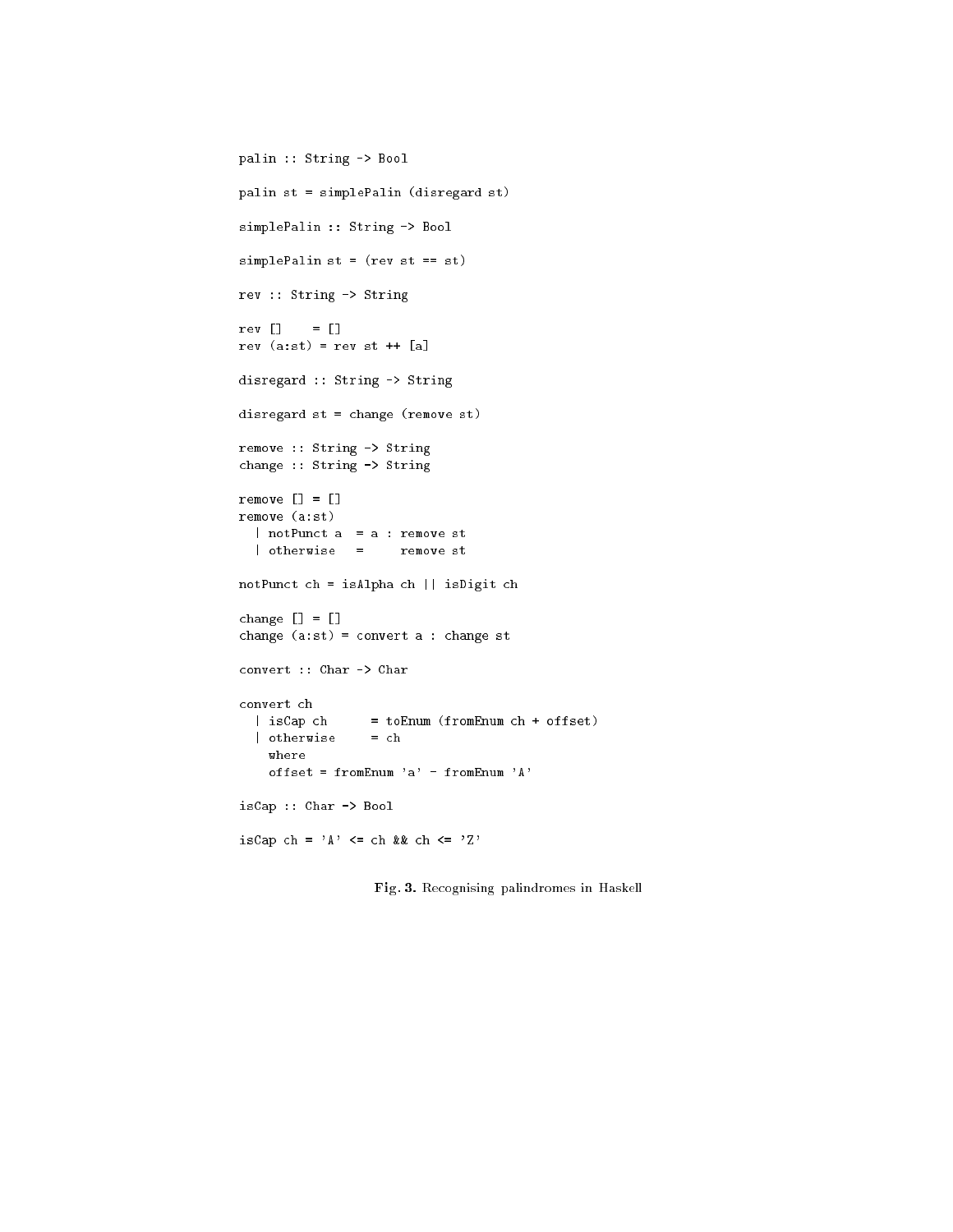```haskell
palin :: String -> Bool

palin st = simplePalin (disregard st)

simplePalin :: String -> Bool

simplePalin st = (rev st == st)

rev :: String -> String

rev []    = []
rev (a:st) = rev st ++ [a]

disregard :: String -> String

disregard st = change (remove st)

remove :: String -> String
change :: String -> String

remove [] = []
remove (a:st)
  | notPunct a  = a : remove st
  | otherwise   =     remove st

notPunct ch = isAlpha ch || isDigit ch

change [] = []
change (a:st) = convert a : change st

convert :: Char -> Char

convert ch
  | isCap ch      = toEnum (fromEnum ch + offset)
  | otherwise     = ch
    where
    offset = fromEnum 'a' - fromEnum 'A'

isCap :: Char -> Bool

isCap ch = 'A' <= ch && ch <= 'Z'
```

**Fig. 3.** Recognising palindromes in Haskell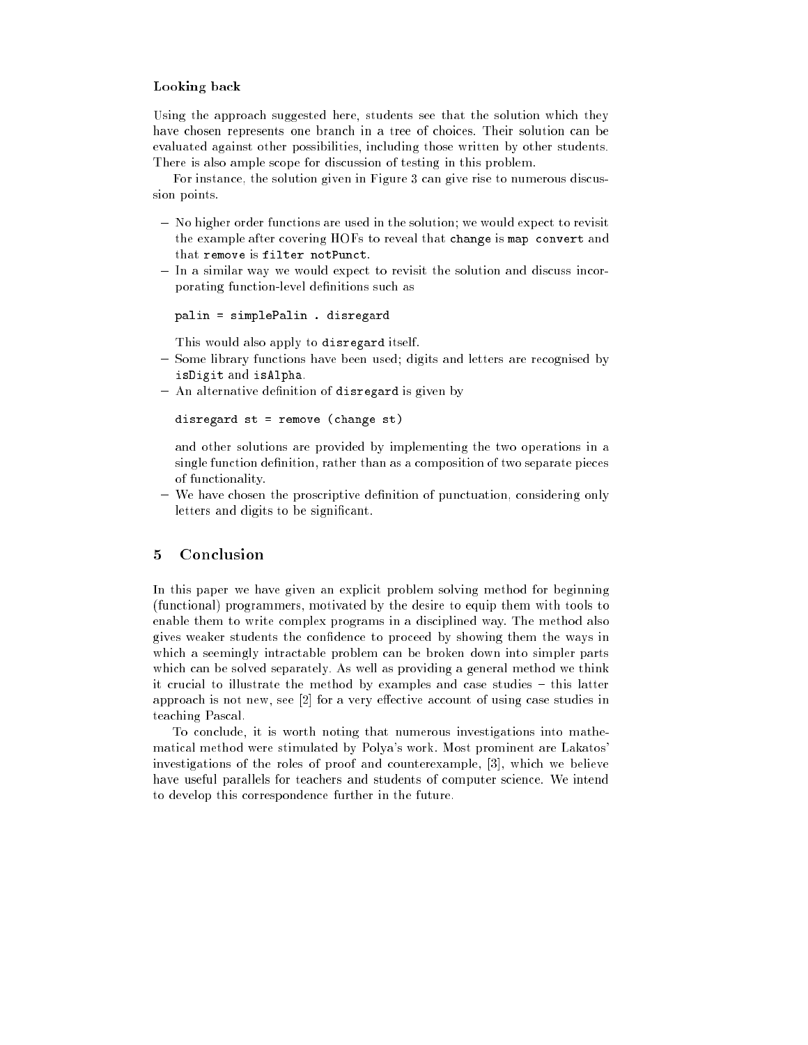#### Looking back

Using the approach suggested here, students see that the solution which they have chosen represents one branch in a tree of choices. Their solution can be evaluated against other possibilities, including those written by other students. There is also ample scope for discussion of testing in this problem.

For instance, the solution given in Figure 3 can give rise to numerous discussion points.

- No higher order functions are used in the solution; we would expect to revisit the example after covering HOFs to reveal that `change` is `map convert` and that `remove` is `filter notPunct`.
- In a similar way we would expect to revisit the solution and discuss incorporating function-level definitions such as

  ```
  palin = simplePalin . disregard
  ```

  This would also apply to `disregard` itself.
- Some library functions have been used; digits and letters are recognised by `isDigit` and `isAlpha`.
- An alternative definition of `disregard` is given by

  ```
  disregard st = remove (change st)
  ```

  and other solutions are provided by implementing the two operations in a single function definition, rather than as a composition of two separate pieces of functionality.
- We have chosen the proscriptive definition of punctuation, considering only letters and digits to be significant.

## 5 Conclusion

In this paper we have given an explicit problem solving method for beginning (functional) programmers, motivated by the desire to equip them with tools to enable them to write complex programs in a disciplined way. The method also gives weaker students the confidence to proceed by showing them the ways in which a seemingly intractable problem can be broken down into simpler parts which can be solved separately. As well as providing a general method we think it crucial to illustrate the method by examples and case studies – this latter approach is not new, see [2] for a very effective account of using case studies in teaching Pascal.

To conclude, it is worth noting that numerous investigations into mathematical method were stimulated by Polya's work. Most prominent are Lakatos' investigations of the roles of proof and counterexample, [3], which we believe have useful parallels for teachers and students of computer science. We intend to develop this correspondence further in the future.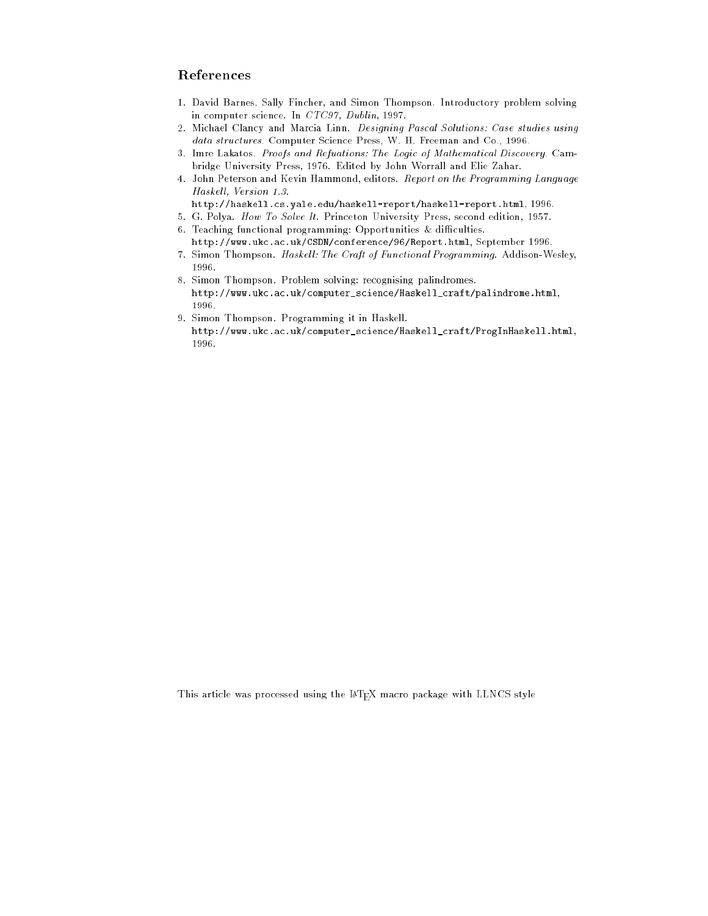## References

1. David Barnes, Sally Fincher, and Simon Thompson. Introductory problem solving in computer science. In *CTC97, Dublin*, 1997.
2. Michael Clancy and Marcia Linn. *Designing Pascal Solutions: Case studies using data structures.* Computer Science Press, W. H. Freeman and Co., 1996.
3. Imre Lakatos. *Proofs and Refuations: The Logic of Mathematical Discovery.* Cambridge University Press, 1976. Edited by John Worrall and Elie Zahar.
4. John Peterson and Kevin Hammond, editors. *Report on the Programming Language Haskell, Version 1.3.* `http://haskell.cs.yale.edu/haskell-report/haskell-report.html`, 1996.
5. G. Polya. *How To Solve It.* Princeton University Press, second edition, 1957.
6. Teaching functional programming: Opportunities & difficulties. `http://www.ukc.ac.uk/CSDN/conference/96/Report.html`, September 1996.
7. Simon Thompson. *Haskell: The Craft of Functional Programming.* Addison-Wesley, 1996.
8. Simon Thompson. Problem solving: recognising palindromes. `http://www.ukc.ac.uk/computer_science/Haskell_craft/palindrome.html`, 1996.
9. Simon Thompson. Programming it in Haskell. `http://www.ukc.ac.uk/computer_science/Haskell_craft/ProgInHaskell.html`, 1996.

This article was processed using the LaTeX macro package with LLNCS style